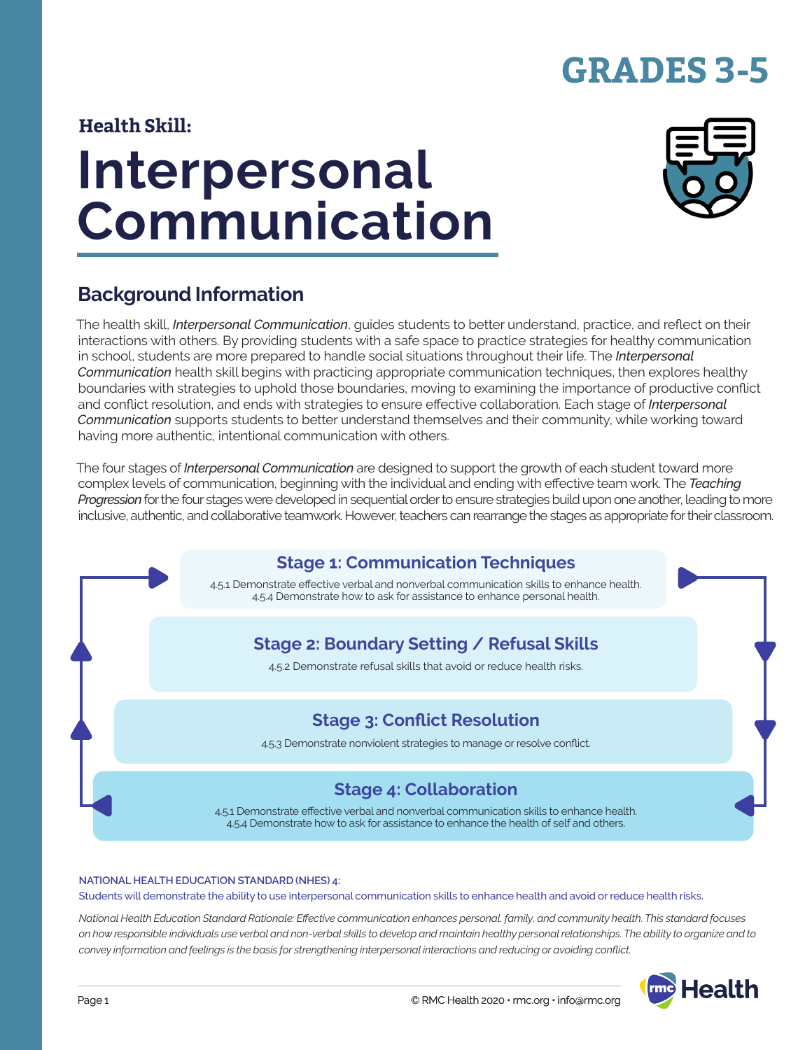# GRADES 3-5

### Health Skill:

# Interpersonal Communication

## Background Information

The health skill, *Interpersonal Communication*, guides students to better understand, practice, and reflect on their interactions with others. By providing students with a safe space to practice strategies for healthy communication in school, students are more prepared to handle social situations throughout their life. The *Interpersonal Communication* health skill begins with practicing appropriate communication techniques, then explores healthy boundaries with strategies to uphold those boundaries, moving to examining the importance of productive conflict and conflict resolution, and ends with strategies to ensure effective collaboration. Each stage of *Interpersonal Communication* supports students to better understand themselves and their community, while working toward having more authentic, intentional communication with others.

The four stages of *Interpersonal Communication* are designed to support the growth of each student toward more complex levels of communication, beginning with the individual and ending with effective team work. The *Teaching Progression* for the four stages were developed in sequential order to ensure strategies build upon one another, leading to more inclusive, authentic, and collaborative teamwork. However, teachers can rearrange the stages as appropriate for their classroom.

### Stage 1: Communication Techniques

4.5.1 Demonstrate effective verbal and nonverbal communication skills to enhance health.
4.5.4 Demonstrate how to ask for assistance to enhance personal health.

### Stage 2: Boundary Setting / Refusal Skills

4.5.2 Demonstrate refusal skills that avoid or reduce health risks.

### Stage 3: Conflict Resolution

4.5.3 Demonstrate nonviolent strategies to manage or resolve conflict.

### Stage 4: Collaboration

4.5.1 Demonstrate effective verbal and nonverbal communication skills to enhance health.
4.5.4 Demonstrate how to ask for assistance to enhance the health of self and others.

**NATIONAL HEALTH EDUCATION STANDARD (NHES) 4:**
Students will demonstrate the ability to use interpersonal communication skills to enhance health and avoid or reduce health risks.

*National Health Education Standard Rationale: Effective communication enhances personal, family, and community health. This standard focuses on how responsible individuals use verbal and non-verbal skills to develop and maintain healthy personal relationships. The ability to organize and to convey information and feelings is the basis for strengthening interpersonal interactions and reducing or avoiding conflict.*

© RMC Health 2020 • rmc.org • info@rmc.org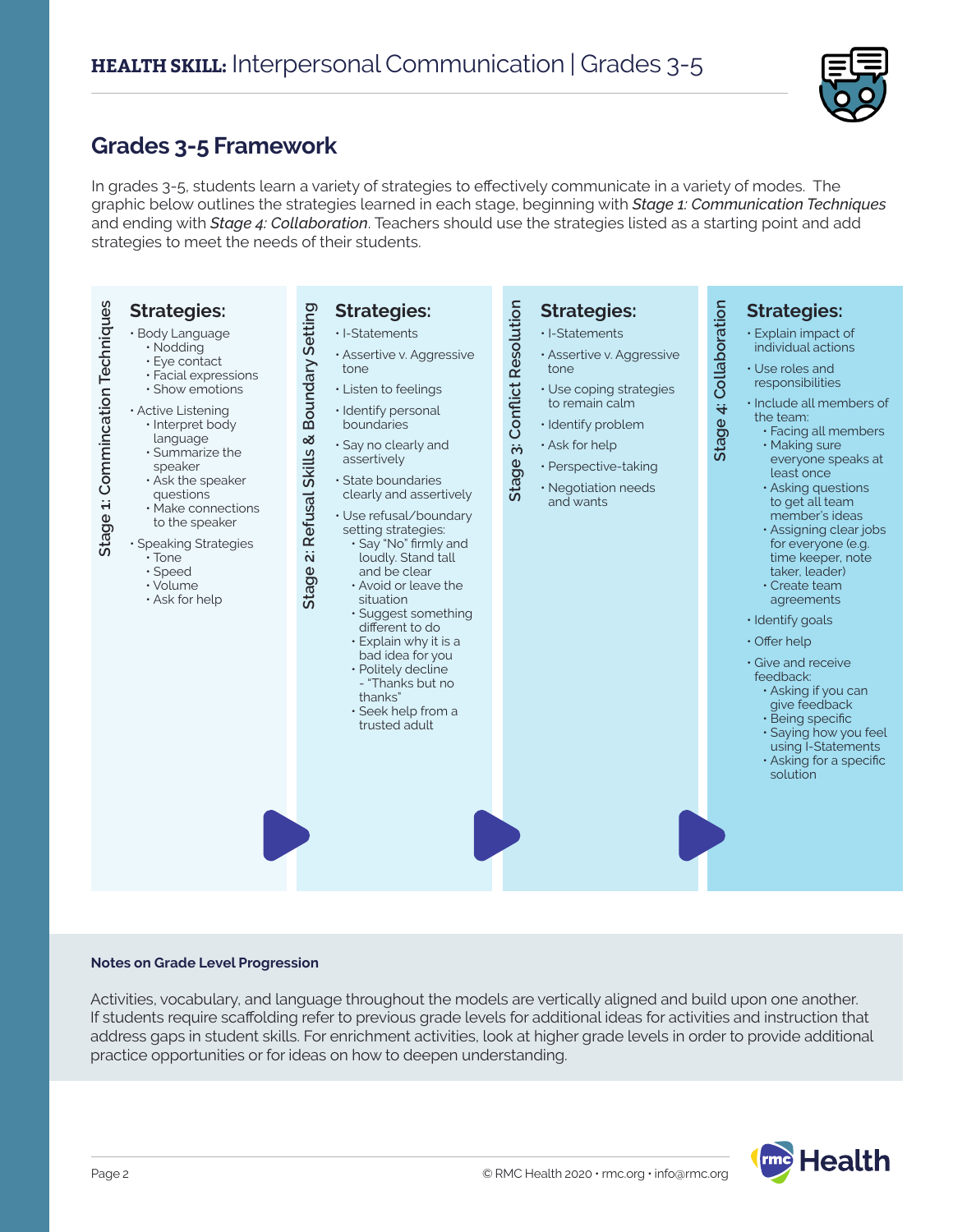**HEALTH SKILL:** Interpersonal Communication | Grades 3-5

## Grades 3-5 Framework

In grades 3-5, students learn a variety of strategies to effectively communicate in a variety of modes. The graphic below outlines the strategies learned in each stage, beginning with ***Stage 1: Communication Techniques*** and ending with ***Stage 4: Collaboration***. Teachers should use the strategies listed as a starting point and add strategies to meet the needs of their students.

### Stage 1: Commincation Techniques

**Strategies:**

- Body Language
  - Nodding
  - Eye contact
  - Facial expressions
  - Show emotions
- Active Listening
  - Interpret body language
  - Summarize the speaker
  - Ask the speaker questions
  - Make connections to the speaker
- Speaking Strategies
  - Tone
  - Speed
  - Volume
  - Ask for help

### Stage 2: Refusal Skills & Boundary Setting

**Strategies:**

- I-Statements
- Assertive v. Aggressive tone
- Listen to feelings
- Identify personal boundaries
- Say no clearly and assertively
- State boundaries clearly and assertively
- Use refusal/boundary setting strategies:
  - Say "No" firmly and loudly. Stand tall and be clear
  - Avoid or leave the situation
  - Suggest something different to do
  - Explain why it is a bad idea for you
  - Politely decline - "Thanks but no thanks"
  - Seek help from a trusted adult

### Stage 3: Conflict Resolution

**Strategies:**

- I-Statements
- Assertive v. Aggressive tone
- Use coping strategies to remain calm
- Identify problem
- Ask for help
- Perspective-taking
- Negotiation needs and wants

### Stage 4: Collaboration

**Strategies:**

- Explain impact of individual actions
- Use roles and responsibilities
- Include all members of the team:
  - Facing all members
  - Making sure everyone speaks at least once
  - Asking questions to get all team member's ideas
  - Assigning clear jobs for everyone (e.g. time keeper, note taker, leader)
  - Create team agreements
- Identify goals
- Offer help
- Give and receive feedback:
  - Asking if you can give feedback
  - Being specific
  - Saying how you feel using I-Statements
  - Asking for a specific solution

**Notes on Grade Level Progression**

Activities, vocabulary, and language throughout the models are vertically aligned and build upon one another. If students require scaffolding refer to previous grade levels for additional ideas for activities and instruction that address gaps in student skills. For enrichment activities, look at higher grade levels in order to provide additional practice opportunities or for ideas on how to deepen understanding.

© RMC Health 2020 • rmc.org • info@rmc.org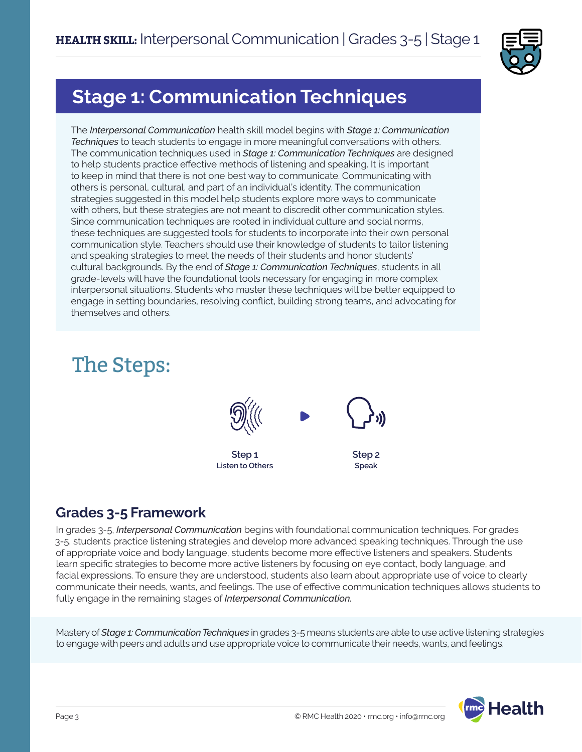# Stage 1: Communication Techniques

The *Interpersonal Communication* health skill model begins with ***Stage 1: Communication Techniques*** to teach students to engage in more meaningful conversations with others. The communication techniques used in ***Stage 1: Communication Techniques*** are designed to help students practice effective methods of listening and speaking. It is important to keep in mind that there is not one best way to communicate. Communicating with others is personal, cultural, and part of an individual's identity. The communication strategies suggested in this model help students explore more ways to communicate with others, but these strategies are not meant to discredit other communication styles. Since communication techniques are rooted in individual culture and social norms, these techniques are suggested tools for students to incorporate into their own personal communication style. Teachers should use their knowledge of students to tailor listening and speaking strategies to meet the needs of their students and honor students' cultural backgrounds. By the end of ***Stage 1: Communication Techniques***, students in all grade-levels will have the foundational tools necessary for engaging in more complex interpersonal situations. Students who master these techniques will be better equipped to engage in setting boundaries, resolving conflict, building strong teams, and advocating for themselves and others.

## The Steps:

**Step 1**
Listen to Others

**Step 2**
Speak

## Grades 3-5 Framework

In grades 3-5, *Interpersonal Communication* begins with foundational communication techniques. For grades 3-5, students practice listening strategies and develop more advanced speaking techniques. Through the use of appropriate voice and body language, students become more effective listeners and speakers. Students learn specific strategies to become more active listeners by focusing on eye contact, body language, and facial expressions. To ensure they are understood, students also learn about appropriate use of voice to clearly communicate their needs, wants, and feelings. The use of effective communication techniques allows students to fully engage in the remaining stages of *Interpersonal Communication.*

Mastery of ***Stage 1: Communication Techniques*** in grades 3-5 means students are able to use active listening strategies to engage with peers and adults and use appropriate voice to communicate their needs, wants, and feelings.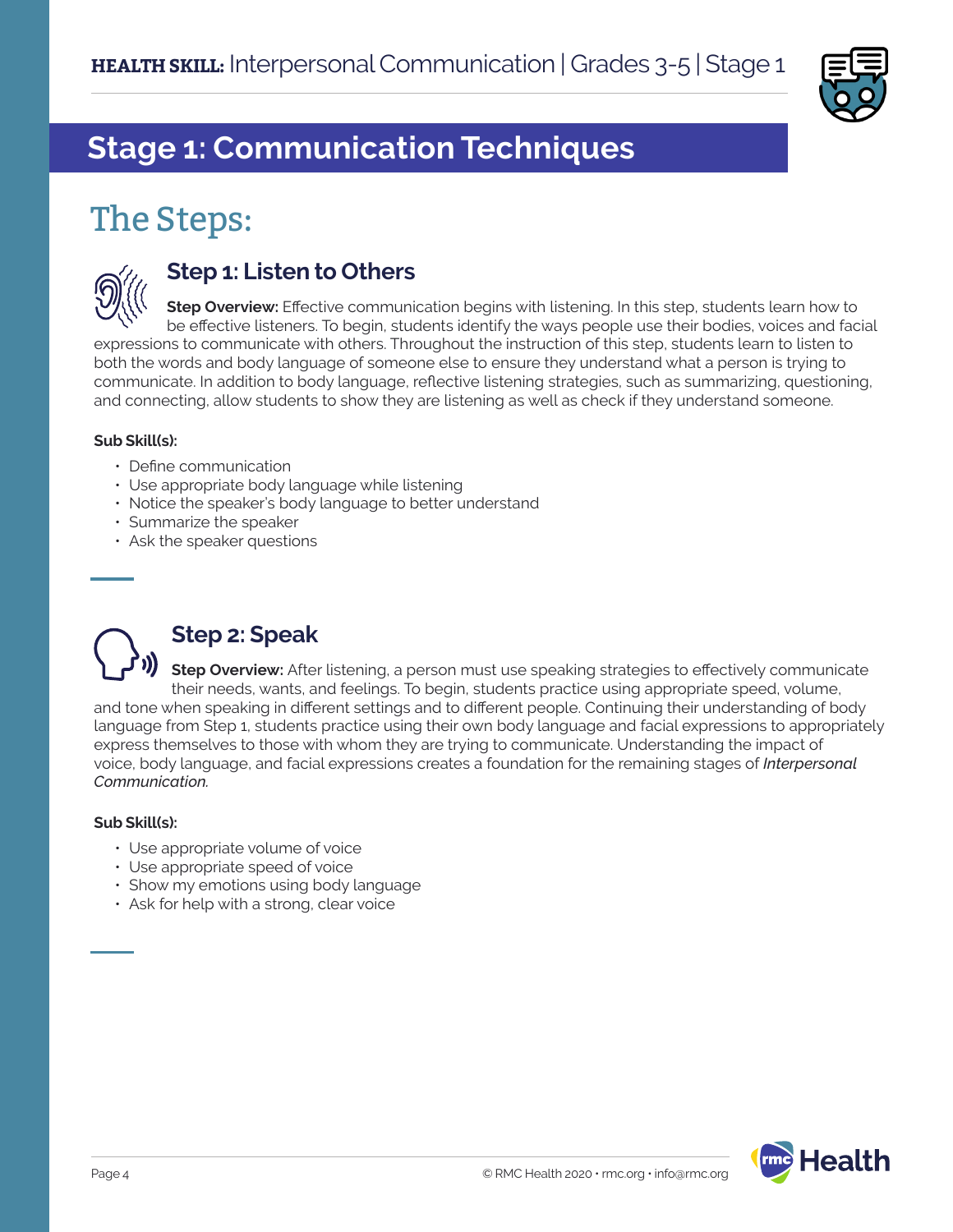# Stage 1: Communication Techniques

## The Steps:

### Step 1: Listen to Others

**Step Overview:** Effective communication begins with listening. In this step, students learn how to be effective listeners. To begin, students identify the ways people use their bodies, voices and facial expressions to communicate with others. Throughout the instruction of this step, students learn to listen to both the words and body language of someone else to ensure they understand what a person is trying to communicate. In addition to body language, reflective listening strategies, such as summarizing, questioning, and connecting, allow students to show they are listening as well as check if they understand someone.

**Sub Skill(s):**

- Define communication
- Use appropriate body language while listening
- Notice the speaker's body language to better understand
- Summarize the speaker
- Ask the speaker questions

### Step 2: Speak

**Step Overview:** After listening, a person must use speaking strategies to effectively communicate their needs, wants, and feelings. To begin, students practice using appropriate speed, volume, and tone when speaking in different settings and to different people. Continuing their understanding of body language from Step 1, students practice using their own body language and facial expressions to appropriately express themselves to those with whom they are trying to communicate. Understanding the impact of voice, body language, and facial expressions creates a foundation for the remaining stages of *Interpersonal Communication.*

**Sub Skill(s):**

- Use appropriate volume of voice
- Use appropriate speed of voice
- Show my emotions using body language
- Ask for help with a strong, clear voice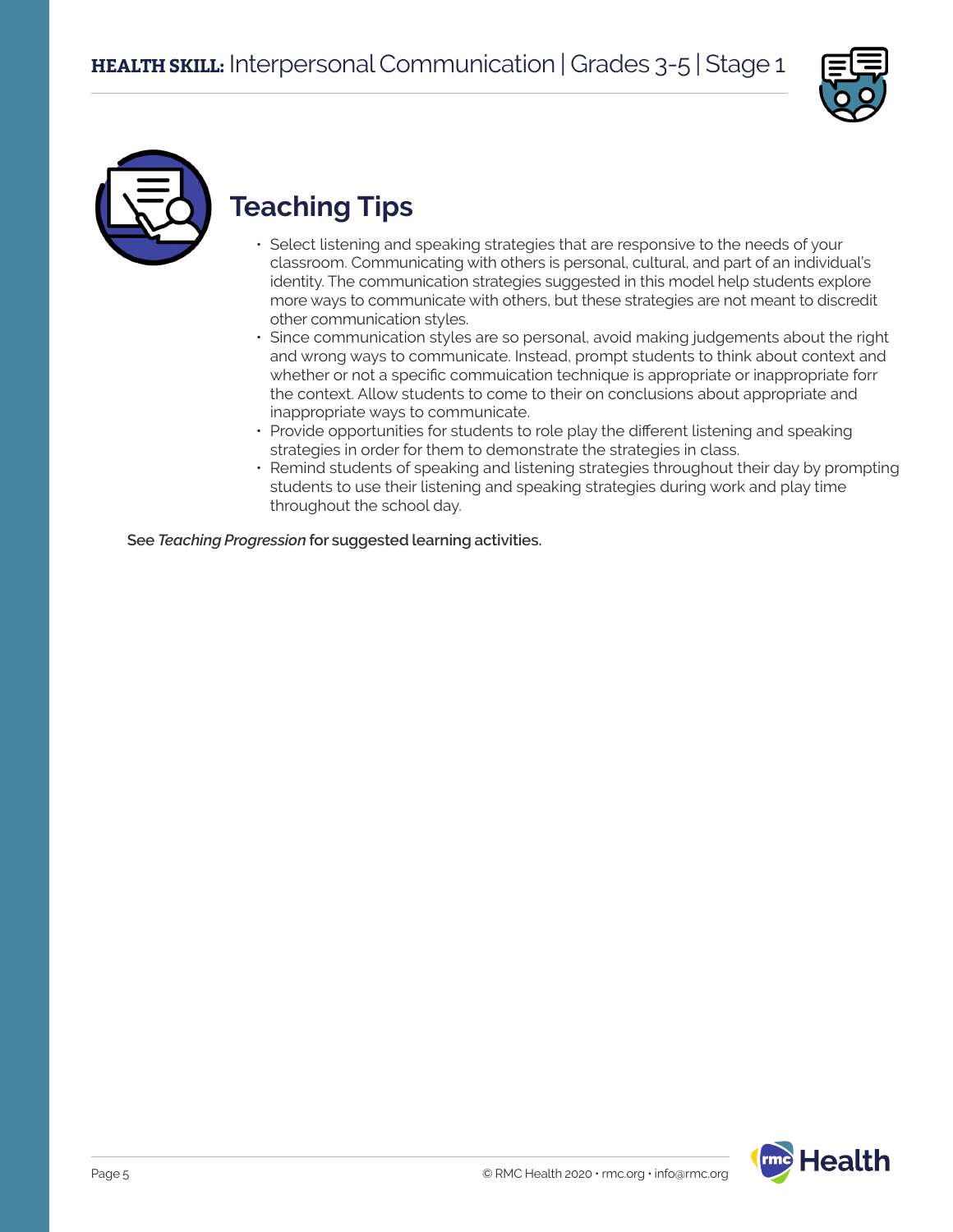# Teaching Tips

- Select listening and speaking strategies that are responsive to the needs of your classroom. Communicating with others is personal, cultural, and part of an individual's identity. The communication strategies suggested in this model help students explore more ways to communicate with others, but these strategies are not meant to discredit other communication styles.
- Since communication styles are so personal, avoid making judgements about the right and wrong ways to communicate. Instead, prompt students to think about context and whether or not a specific commuication technique is appropriate or inappropriate forr the context. Allow students to come to their on conclusions about appropriate and inappropriate ways to communicate.
- Provide opportunities for students to role play the different listening and speaking strategies in order for them to demonstrate the strategies in class.
- Remind students of speaking and listening strategies throughout their day by prompting students to use their listening and speaking strategies during work and play time throughout the school day.

**See *Teaching Progression* for suggested learning activities.**